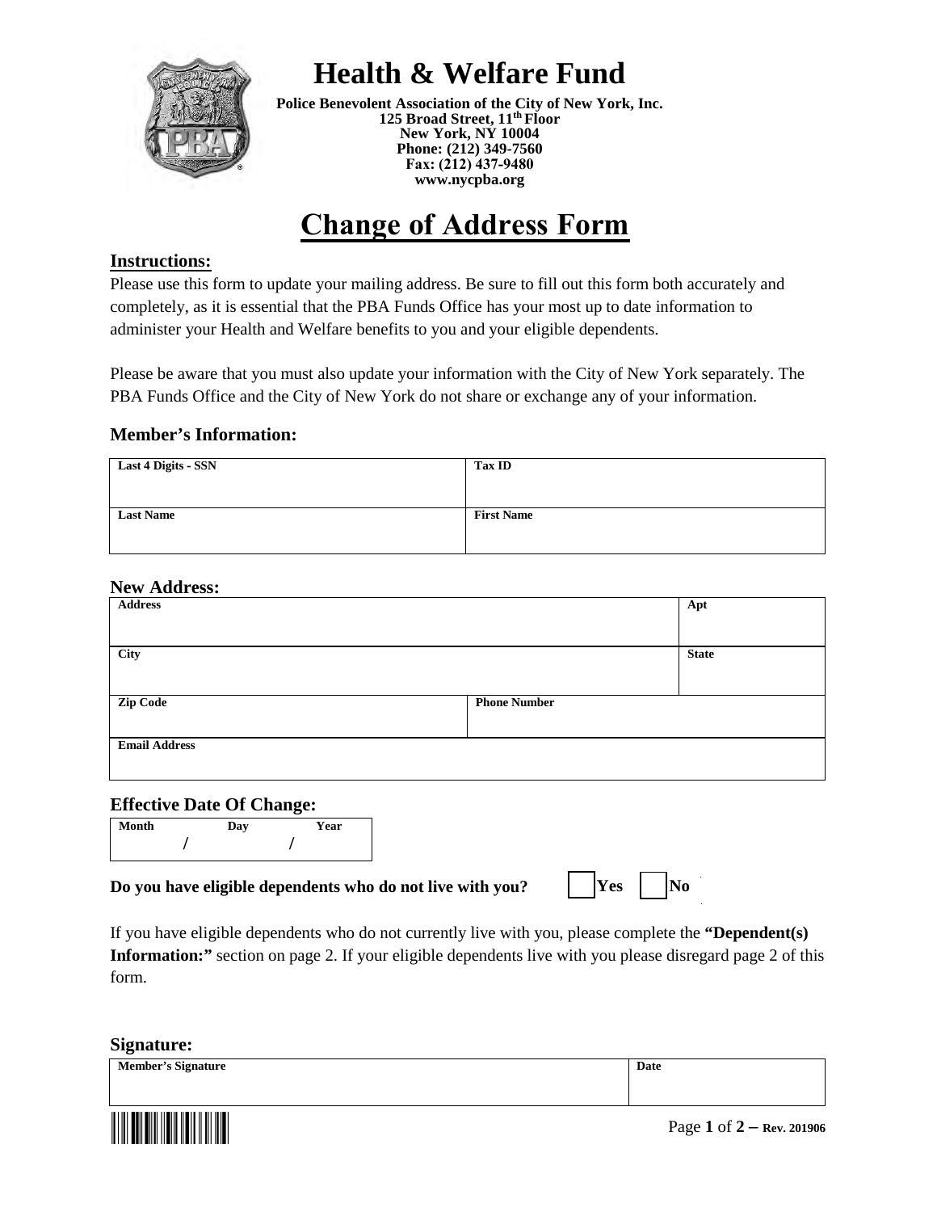# Health & Welfare Fund

**Police Benevolent Association of the City of New York, Inc.**
**125 Broad Street, 11th Floor**
**New York, NY 10004**
**Phone: (212) 349-7560**
**Fax: (212) 437-9480**
**www.nycpba.org**

# Change of Address Form

## Instructions:

Please use this form to update your mailing address. Be sure to fill out this form both accurately and completely, as it is essential that the PBA Funds Office has your most up to date information to administer your Health and Welfare benefits to you and your eligible dependents.

Please be aware that you must also update your information with the City of New York separately. The PBA Funds Office and the City of New York do not share or exchange any of your information.

### Member's Information:

| Last 4 Digits - SSN | Tax ID |
|---|---|
| | |
| **Last Name** | **First Name** |
| | |

### New Address:

| Address | | Apt |
|---|---|---|
| | | |
| **City** | | **State** |
| | | |
| **Zip Code** | **Phone Number** | |
| | | |
| **Email Address** | | |
| | | |

### Effective Date Of Change:

| Month | Day | Year |
|---|---|---|
| / | / | |

**Do you have eligible dependents who do not live with you?** ☐ **Yes** ☐ **No**

If you have eligible dependents who do not currently live with you, please complete the **"Dependent(s) Information:"** section on page 2. If your eligible dependents live with you please disregard page 2 of this form.

### Signature:

| Member's Signature | Date |
|---|---|
| | |

Rev. 201906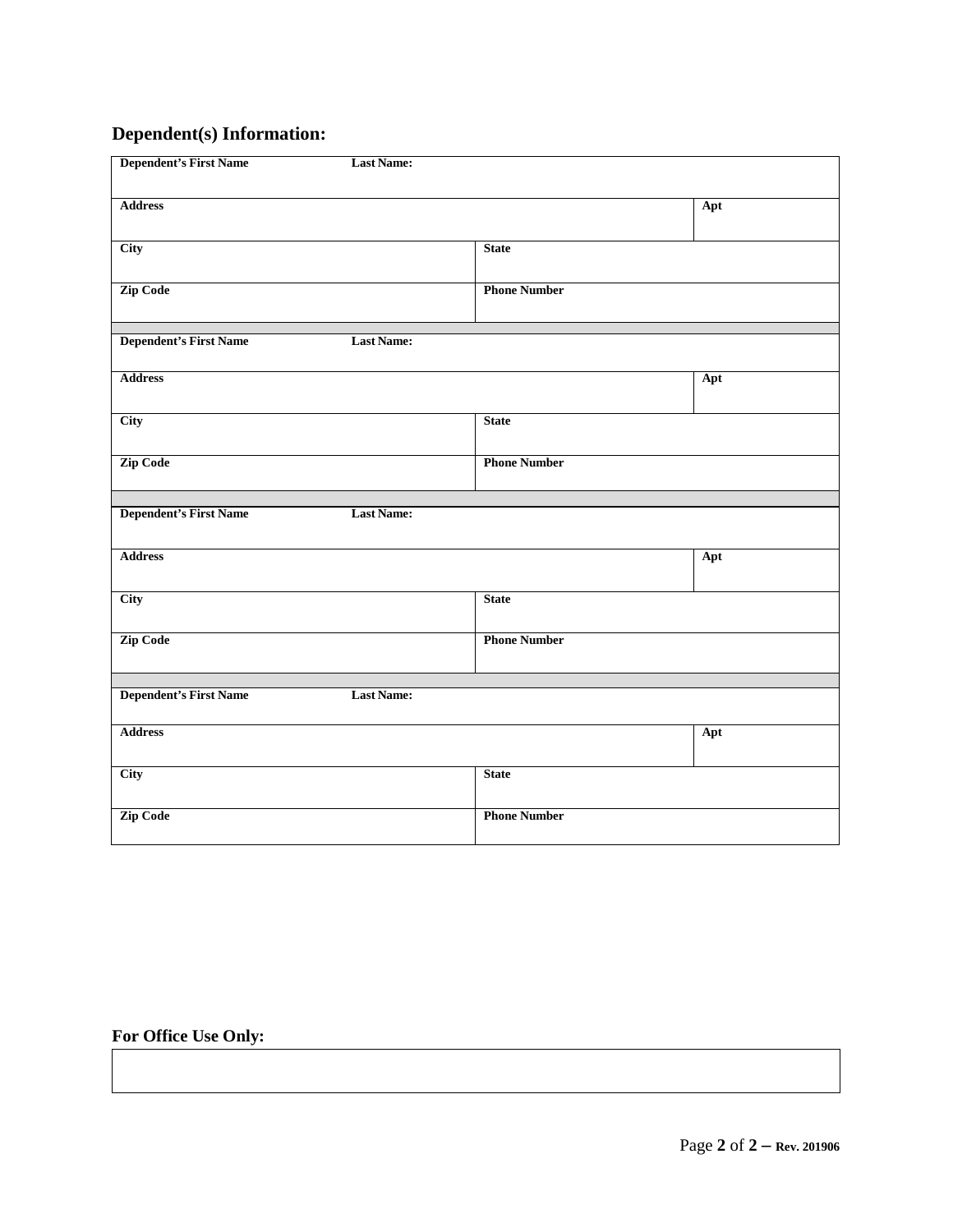## Dependent(s) Information:

| | | |
|---|---|---|
| **Dependent's First Name** &nbsp;&nbsp;&nbsp;&nbsp; **Last Name:** | | |
| **Address** | | **Apt** |
| **City** | **State** | |
| **Zip Code** | **Phone Number** | |

| | | |
|---|---|---|
| **Dependent's First Name** &nbsp;&nbsp;&nbsp;&nbsp; **Last Name:** | | |
| **Address** | | **Apt** |
| **City** | **State** | |
| **Zip Code** | **Phone Number** | |

| | | |
|---|---|---|
| **Dependent's First Name** &nbsp;&nbsp;&nbsp;&nbsp; **Last Name:** | | |
| **Address** | | **Apt** |
| **City** | **State** | |
| **Zip Code** | **Phone Number** | |

| | | |
|---|---|---|
| **Dependent's First Name** &nbsp;&nbsp;&nbsp;&nbsp; **Last Name:** | | |
| **Address** | | **Apt** |
| **City** | **State** | |
| **Zip Code** | **Phone Number** | |

## For Office Use Only:

| |
|---|
| |

Rev. 201906